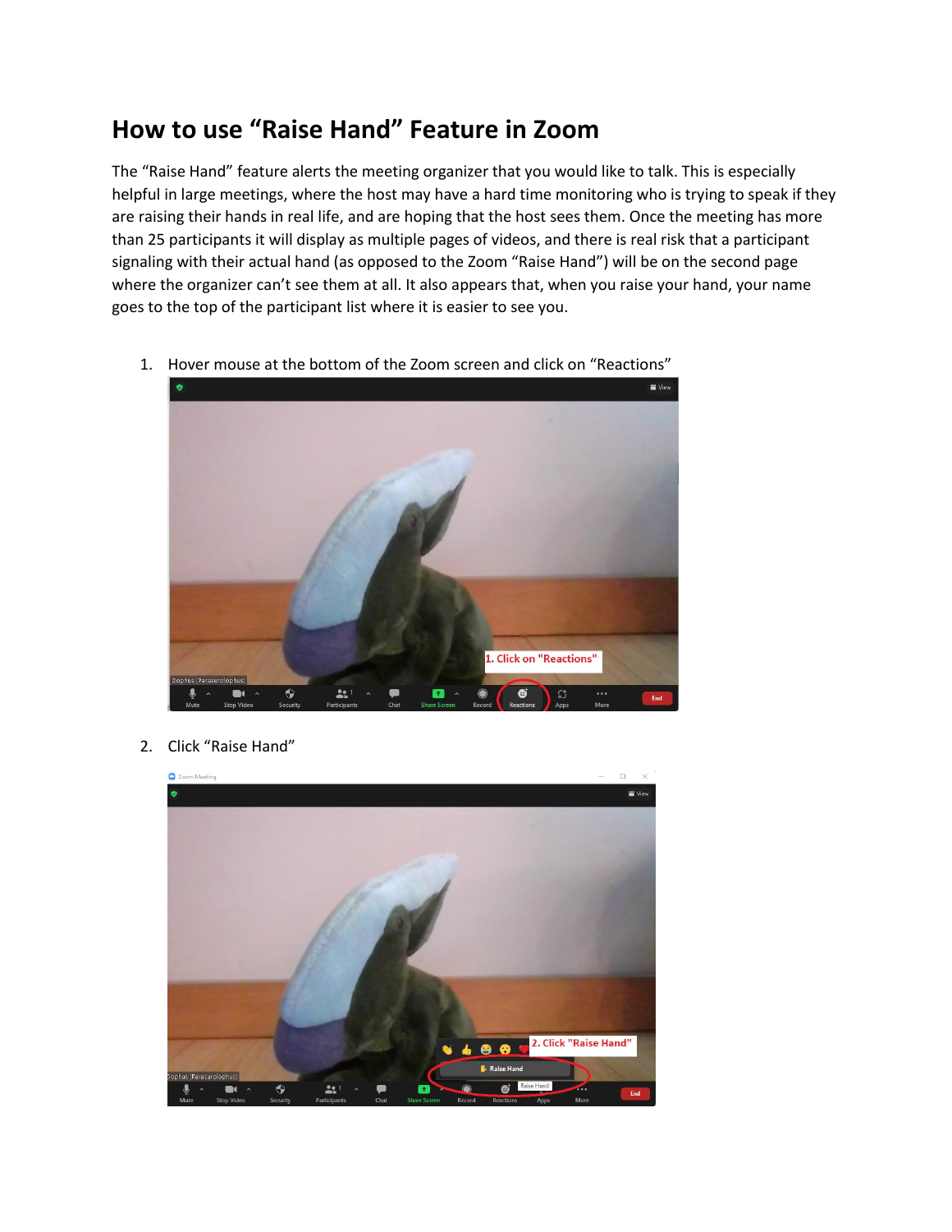# How to use "Raise Hand" Feature in Zoom

The "Raise Hand" feature alerts the meeting organizer that you would like to talk. This is especially helpful in large meetings, where the host may have a hard time monitoring who is trying to speak if they are raising their hands in real life, and are hoping that the host sees them. Once the meeting has more than 25 participants it will display as multiple pages of videos, and there is real risk that a participant signaling with their actual hand (as opposed to the Zoom "Raise Hand") will be on the second page where the organizer can't see them at all. It also appears that, when you raise your hand, your name goes to the top of the participant list where it is easier to see you.

1. Hover mouse at the bottom of the Zoom screen and click on "Reactions"

2. Click "Raise Hand"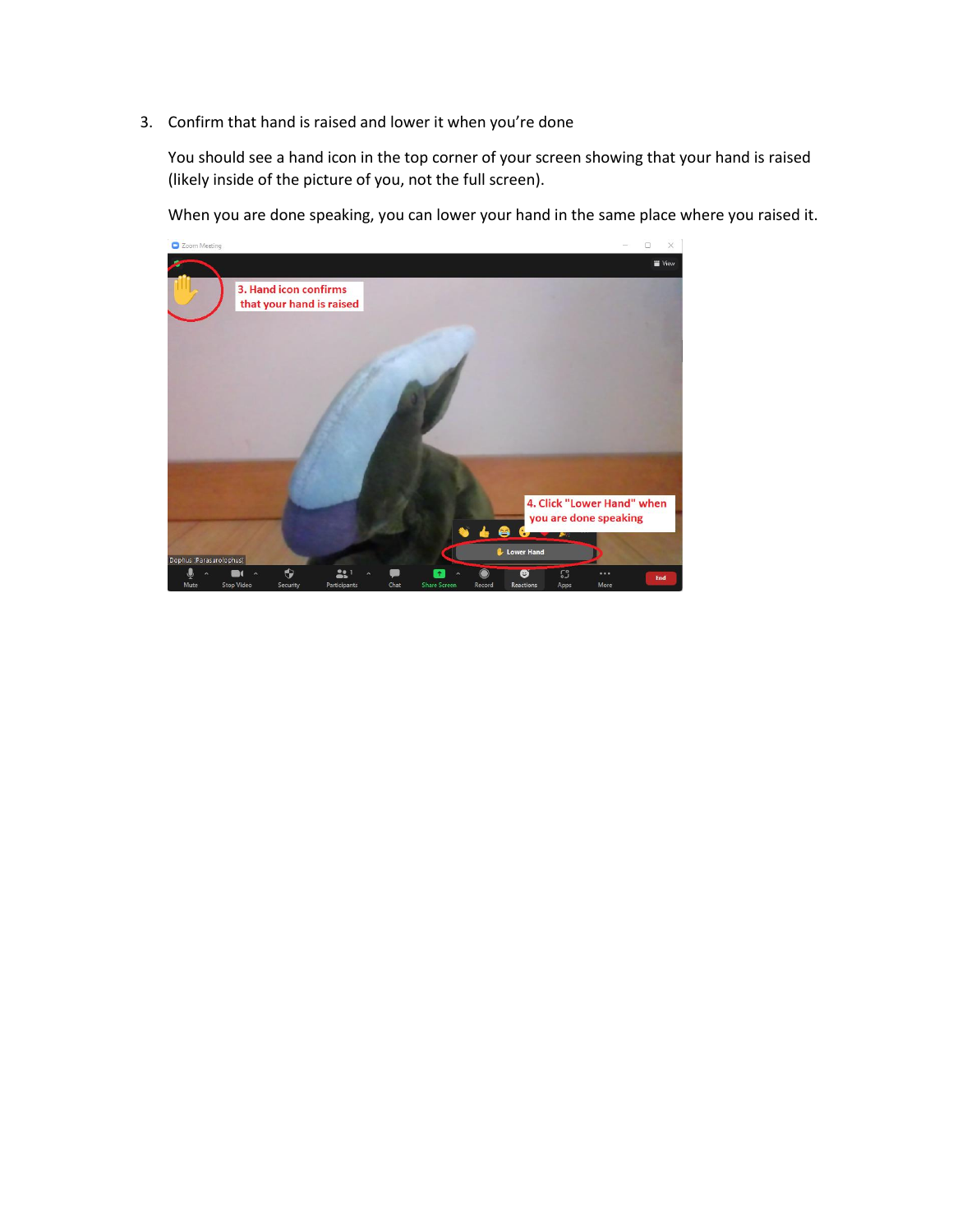3. Confirm that hand is raised and lower it when you're done

   You should see a hand icon in the top corner of your screen showing that your hand is raised (likely inside of the picture of you, not the full screen).

   When you are done speaking, you can lower your hand in the same place where you raised it.